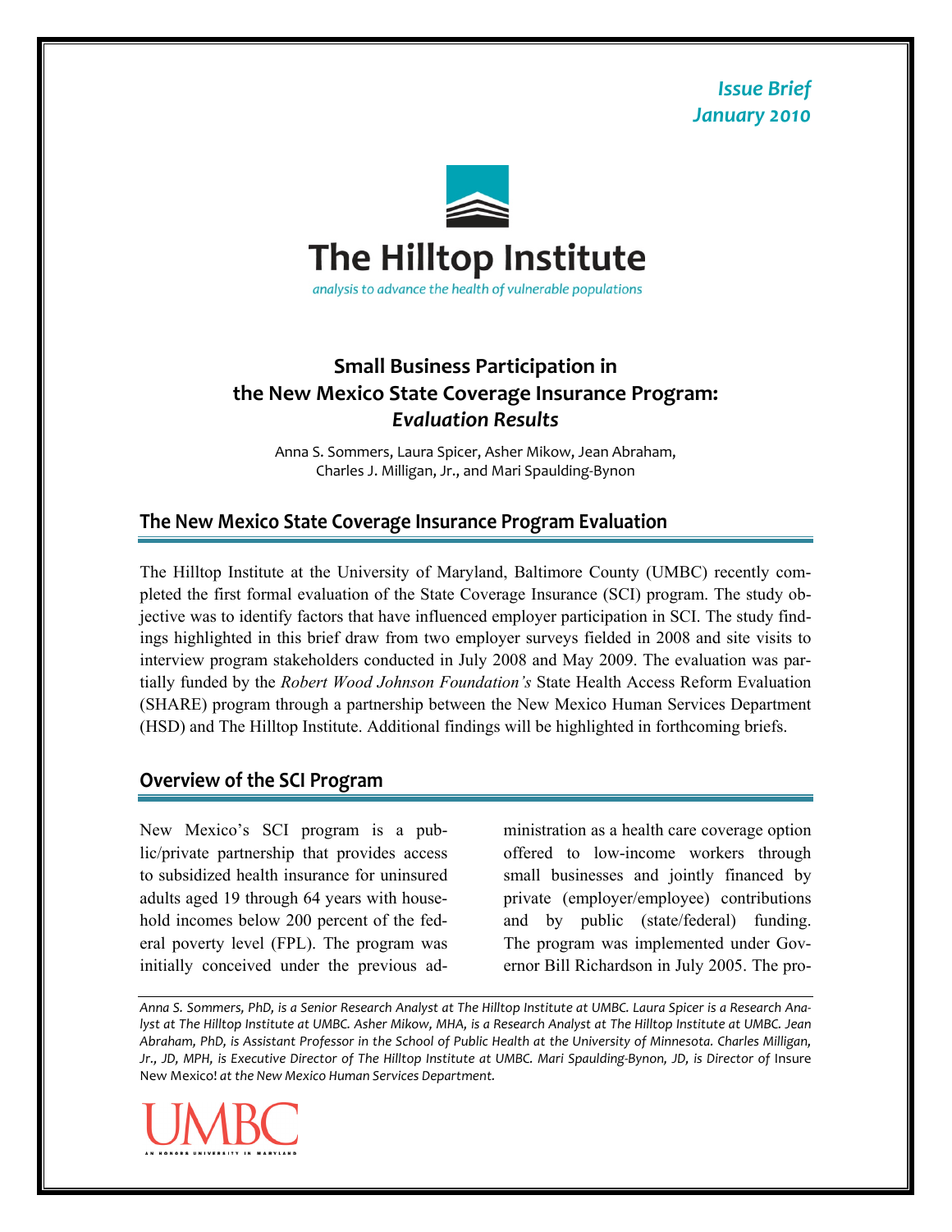*Issue Brief*
*January 2010*

The Hilltop Institute

*analysis to advance the health of vulnerable populations*

# Small Business Participation in the New Mexico State Coverage Insurance Program: *Evaluation Results*

Anna S. Sommers, Laura Spicer, Asher Mikow, Jean Abraham, Charles J. Milligan, Jr., and Mari Spaulding-Bynon

## The New Mexico State Coverage Insurance Program Evaluation

The Hilltop Institute at the University of Maryland, Baltimore County (UMBC) recently completed the first formal evaluation of the State Coverage Insurance (SCI) program. The study objective was to identify factors that have influenced employer participation in SCI. The study findings highlighted in this brief draw from two employer surveys fielded in 2008 and site visits to interview program stakeholders conducted in July 2008 and May 2009. The evaluation was partially funded by the *Robert Wood Johnson Foundation's* State Health Access Reform Evaluation (SHARE) program through a partnership between the New Mexico Human Services Department (HSD) and The Hilltop Institute. Additional findings will be highlighted in forthcoming briefs.

## Overview of the SCI Program

New Mexico's SCI program is a public/private partnership that provides access to subsidized health insurance for uninsured adults aged 19 through 64 years with household incomes below 200 percent of the federal poverty level (FPL). The program was initially conceived under the previous administration as a health care coverage option offered to low-income workers through small businesses and jointly financed by private (employer/employee) contributions and by public (state/federal) funding. The program was implemented under Governor Bill Richardson in July 2005. The pro-

*Anna S. Sommers, PhD, is a Senior Research Analyst at The Hilltop Institute at UMBC. Laura Spicer is a Research Analyst at The Hilltop Institute at UMBC. Asher Mikow, MHA, is a Research Analyst at The Hilltop Institute at UMBC. Jean Abraham, PhD, is Assistant Professor in the School of Public Health at the University of Minnesota. Charles Milligan, Jr., JD, MPH, is Executive Director of The Hilltop Institute at UMBC. Mari Spaulding-Bynon, JD, is Director of* Insure New Mexico! *at the New Mexico Human Services Department.*

UMBC
AN HONORS UNIVERSITY IN MARYLAND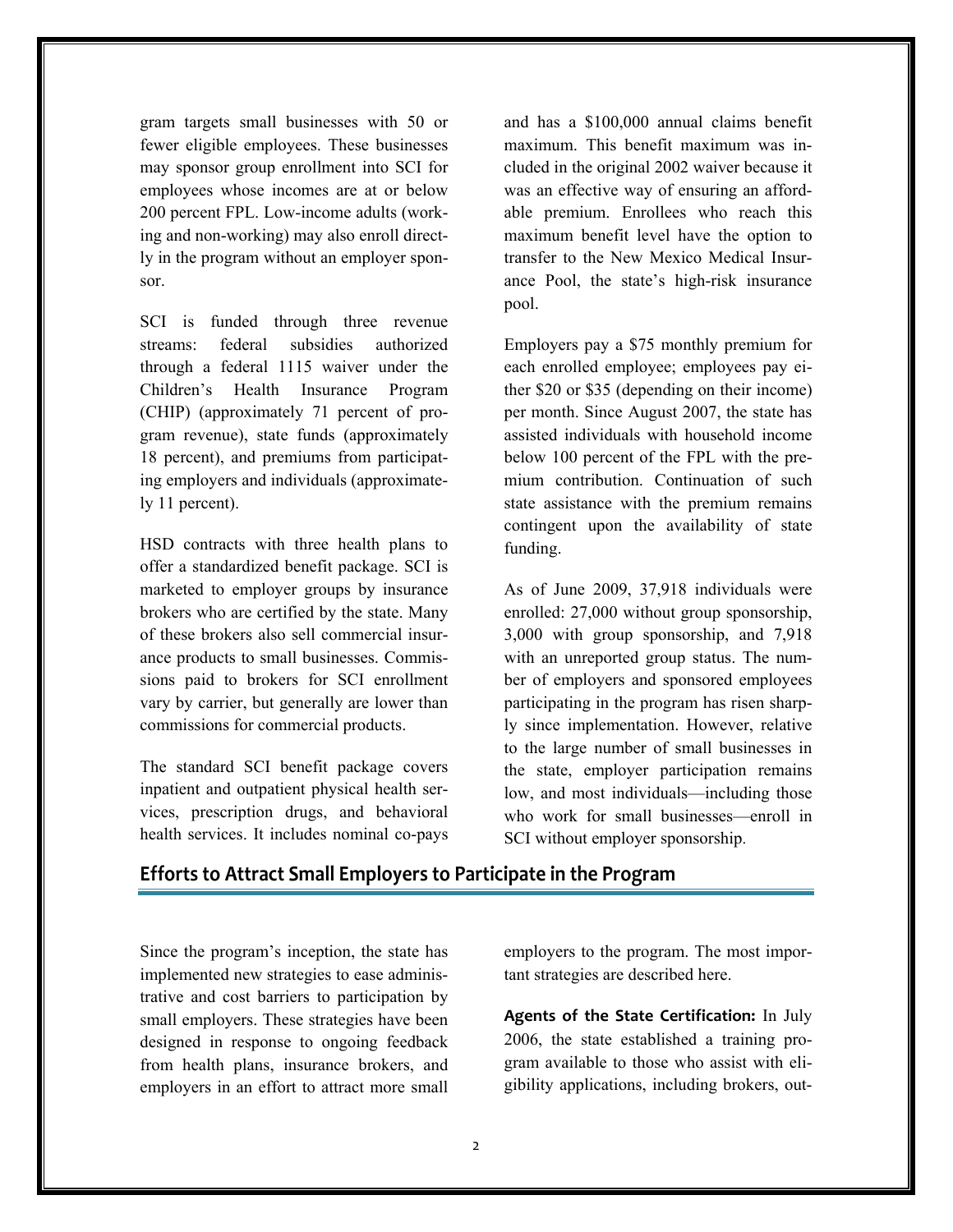gram targets small businesses with 50 or fewer eligible employees. These businesses may sponsor group enrollment into SCI for employees whose incomes are at or below 200 percent FPL. Low-income adults (working and non-working) may also enroll directly in the program without an employer sponsor.

SCI is funded through three revenue streams: federal subsidies authorized through a federal 1115 waiver under the Children's Health Insurance Program (CHIP) (approximately 71 percent of program revenue), state funds (approximately 18 percent), and premiums from participating employers and individuals (approximately 11 percent).

HSD contracts with three health plans to offer a standardized benefit package. SCI is marketed to employer groups by insurance brokers who are certified by the state. Many of these brokers also sell commercial insurance products to small businesses. Commissions paid to brokers for SCI enrollment vary by carrier, but generally are lower than commissions for commercial products.

The standard SCI benefit package covers inpatient and outpatient physical health services, prescription drugs, and behavioral health services. It includes nominal co-pays and has a $100,000 annual claims benefit maximum. This benefit maximum was included in the original 2002 waiver because it was an effective way of ensuring an affordable premium. Enrollees who reach this maximum benefit level have the option to transfer to the New Mexico Medical Insurance Pool, the state's high-risk insurance pool.

Employers pay a $75 monthly premium for each enrolled employee; employees pay either $20 or $35 (depending on their income) per month. Since August 2007, the state has assisted individuals with household income below 100 percent of the FPL with the premium contribution. Continuation of such state assistance with the premium remains contingent upon the availability of state funding.

As of June 2009, 37,918 individuals were enrolled: 27,000 without group sponsorship, 3,000 with group sponsorship, and 7,918 with an unreported group status. The number of employers and sponsored employees participating in the program has risen sharply since implementation. However, relative to the large number of small businesses in the state, employer participation remains low, and most individuals—including those who work for small businesses—enroll in SCI without employer sponsorship.

## Efforts to Attract Small Employers to Participate in the Program

Since the program's inception, the state has implemented new strategies to ease administrative and cost barriers to participation by small employers. These strategies have been designed in response to ongoing feedback from health plans, insurance brokers, and employers in an effort to attract more small employers to the program. The most important strategies are described here.

**Agents of the State Certification:** In July 2006, the state established a training program available to those who assist with eligibility applications, including brokers, out-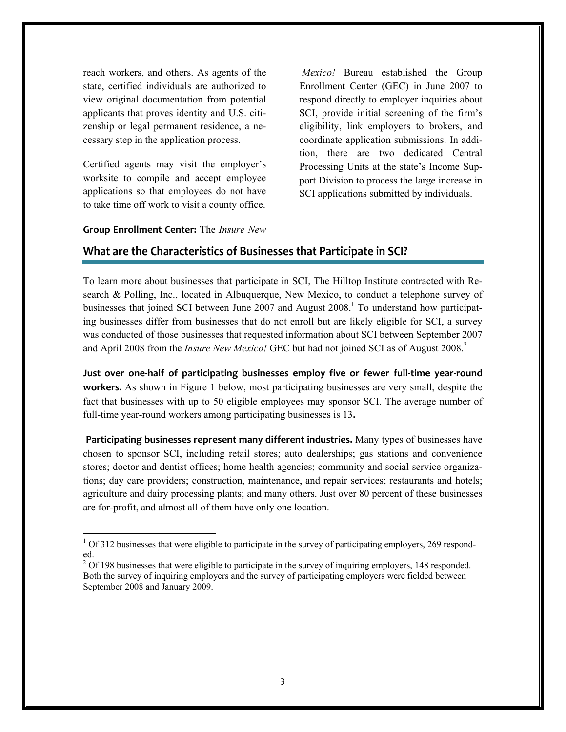reach workers, and others. As agents of the state, certified individuals are authorized to view original documentation from potential applicants that proves identity and U.S. citizenship or legal permanent residence, a necessary step in the application process.

Certified agents may visit the employer's worksite to compile and accept employee applications so that employees do not have to take time off work to visit a county office.

**Group Enrollment Center:** The *Insure New Mexico!* Bureau established the Group Enrollment Center (GEC) in June 2007 to respond directly to employer inquiries about SCI, provide initial screening of the firm's eligibility, link employers to brokers, and coordinate application submissions. In addition, there are two dedicated Central Processing Units at the state's Income Support Division to process the large increase in SCI applications submitted by individuals.

## What are the Characteristics of Businesses that Participate in SCI?

To learn more about businesses that participate in SCI, The Hilltop Institute contracted with Research & Polling, Inc., located in Albuquerque, New Mexico, to conduct a telephone survey of businesses that joined SCI between June 2007 and August 2008.[1] To understand how participating businesses differ from businesses that do not enroll but are likely eligible for SCI, a survey was conducted of those businesses that requested information about SCI between September 2007 and April 2008 from the *Insure New Mexico!* GEC but had not joined SCI as of August 2008.[2]

**Just over one-half of participating businesses employ five or fewer full-time year-round workers.** As shown in Figure 1 below, most participating businesses are very small, despite the fact that businesses with up to 50 eligible employees may sponsor SCI. The average number of full-time year-round workers among participating businesses is 13**.**

**Participating businesses represent many different industries.** Many types of businesses have chosen to sponsor SCI, including retail stores; auto dealerships; gas stations and convenience stores; doctor and dentist offices; home health agencies; community and social service organizations; day care providers; construction, maintenance, and repair services; restaurants and hotels; agriculture and dairy processing plants; and many others. Just over 80 percent of these businesses are for-profit, and almost all of them have only one location.

---

[1] Of 312 businesses that were eligible to participate in the survey of participating employers, 269 responded.

[2] Of 198 businesses that were eligible to participate in the survey of inquiring employers, 148 responded. Both the survey of inquiring employers and the survey of participating employers were fielded between September 2008 and January 2009.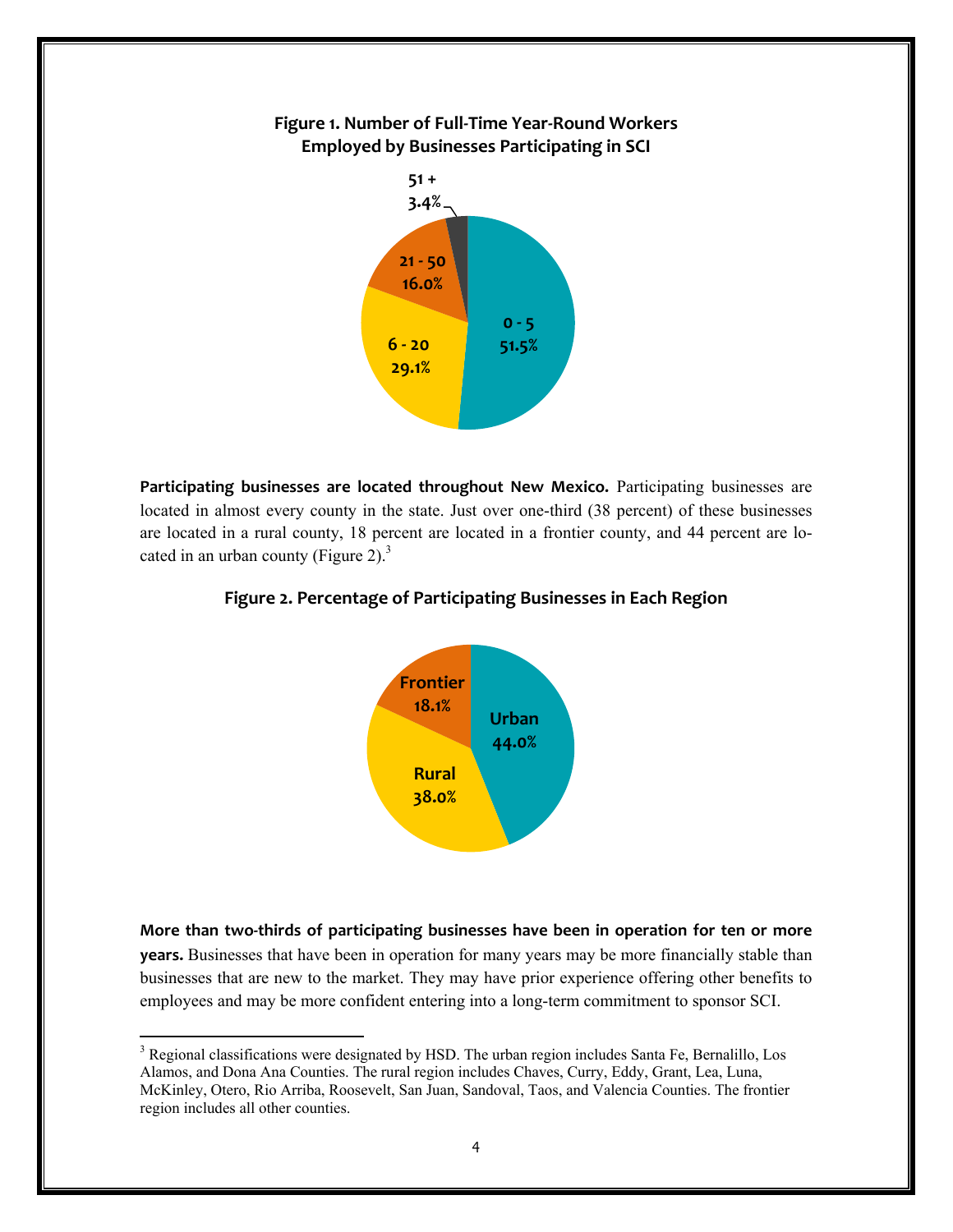**Figure 1. Number of Full-Time Year-Round Workers Employed by Businesses Participating in SCI**

51 +
3.4%

21 - 50
16.0%

0 - 5
51.5%

6 - 20
29.1%

**Participating businesses are located throughout New Mexico.** Participating businesses are located in almost every county in the state. Just over one-third (38 percent) of these businesses are located in a rural county, 18 percent are located in a frontier county, and 44 percent are located in an urban county (Figure 2).[3]

**Figure 2. Percentage of Participating Businesses in Each Region**

Frontier
18.1%

Urban
44.0%

Rural
38.0%

**More than two-thirds of participating businesses have been in operation for ten or more years.** Businesses that have been in operation for many years may be more financially stable than businesses that are new to the market. They may have prior experience offering other benefits to employees and may be more confident entering into a long-term commitment to sponsor SCI.

[3] Regional classifications were designated by HSD. The urban region includes Santa Fe, Bernalillo, Los Alamos, and Dona Ana Counties. The rural region includes Chaves, Curry, Eddy, Grant, Lea, Luna, McKinley, Otero, Rio Arriba, Roosevelt, San Juan, Sandoval, Taos, and Valencia Counties. The frontier region includes all other counties.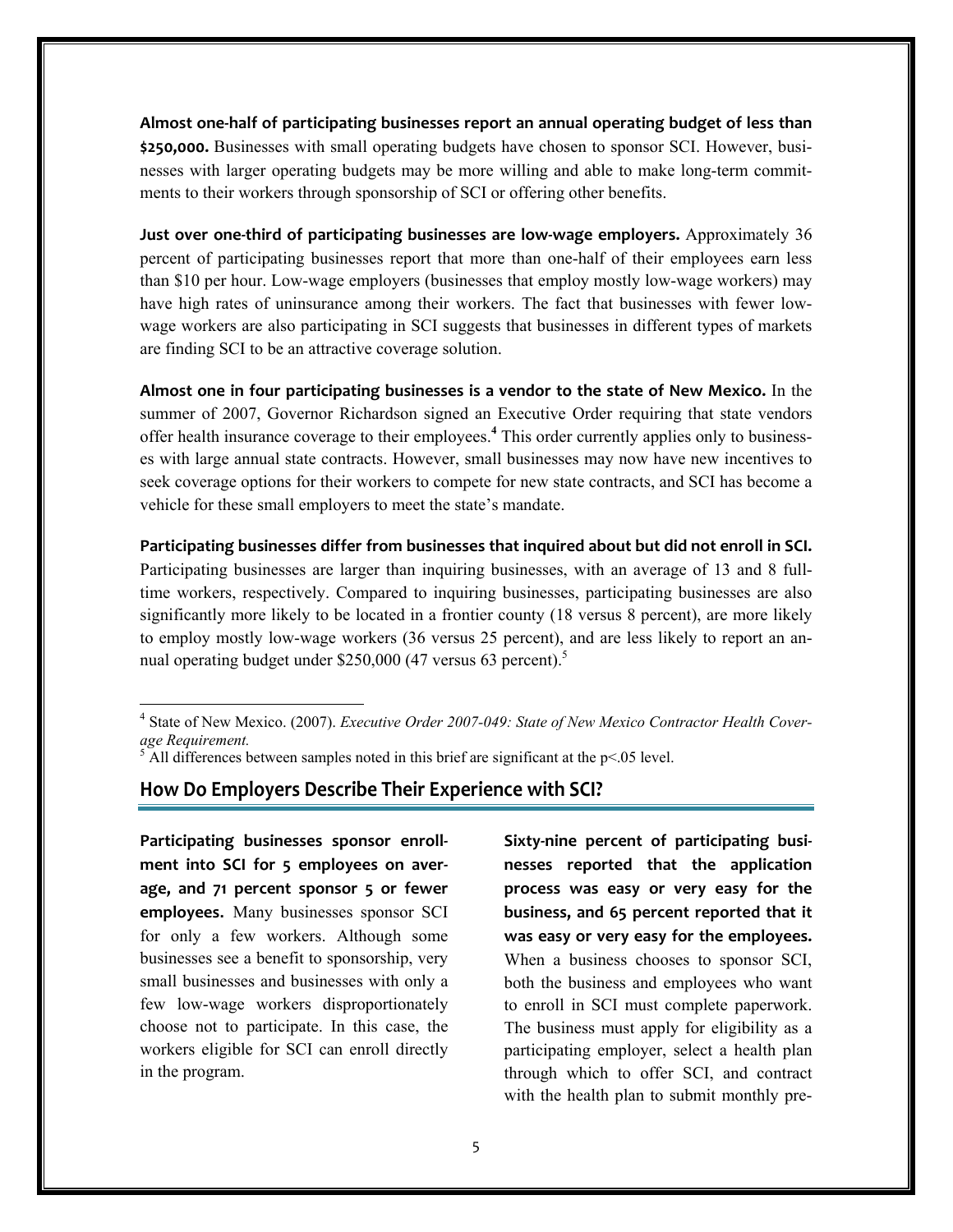**Almost one-half of participating businesses report an annual operating budget of less than $250,000.** Businesses with small operating budgets have chosen to sponsor SCI. However, businesses with larger operating budgets may be more willing and able to make long-term commitments to their workers through sponsorship of SCI or offering other benefits.

**Just over one-third of participating businesses are low-wage employers.** Approximately 36 percent of participating businesses report that more than one-half of their employees earn less than $10 per hour. Low-wage employers (businesses that employ mostly low-wage workers) may have high rates of uninsurance among their workers. The fact that businesses with fewer low-wage workers are also participating in SCI suggests that businesses in different types of markets are finding SCI to be an attractive coverage solution.

**Almost one in four participating businesses is a vendor to the state of New Mexico.** In the summer of 2007, Governor Richardson signed an Executive Order requiring that state vendors offer health insurance coverage to their employees.[4] This order currently applies only to businesses with large annual state contracts. However, small businesses may now have new incentives to seek coverage options for their workers to compete for new state contracts, and SCI has become a vehicle for these small employers to meet the state's mandate.

**Participating businesses differ from businesses that inquired about but did not enroll in SCI.** Participating businesses are larger than inquiring businesses, with an average of 13 and 8 full-time workers, respectively. Compared to inquiring businesses, participating businesses are also significantly more likely to be located in a frontier county (18 versus 8 percent), are more likely to employ mostly low-wage workers (36 versus 25 percent), and are less likely to report an annual operating budget under $250,000 (47 versus 63 percent).[5]

[4] State of New Mexico. (2007). *Executive Order 2007-049: State of New Mexico Contractor Health Coverage Requirement.*

[5] All differences between samples noted in this brief are significant at the $p<.05$ level.

## How Do Employers Describe Their Experience with SCI?

**Participating businesses sponsor enrollment into SCI for 5 employees on average, and 71 percent sponsor 5 or fewer employees.** Many businesses sponsor SCI for only a few workers. Although some businesses see a benefit to sponsorship, very small businesses and businesses with only a few low-wage workers disproportionately choose not to participate. In this case, the workers eligible for SCI can enroll directly in the program.

**Sixty-nine percent of participating businesses reported that the application process was easy or very easy for the business, and 65 percent reported that it was easy or very easy for the employees.** When a business chooses to sponsor SCI, both the business and employees who want to enroll in SCI must complete paperwork. The business must apply for eligibility as a participating employer, select a health plan through which to offer SCI, and contract with the health plan to submit monthly pre-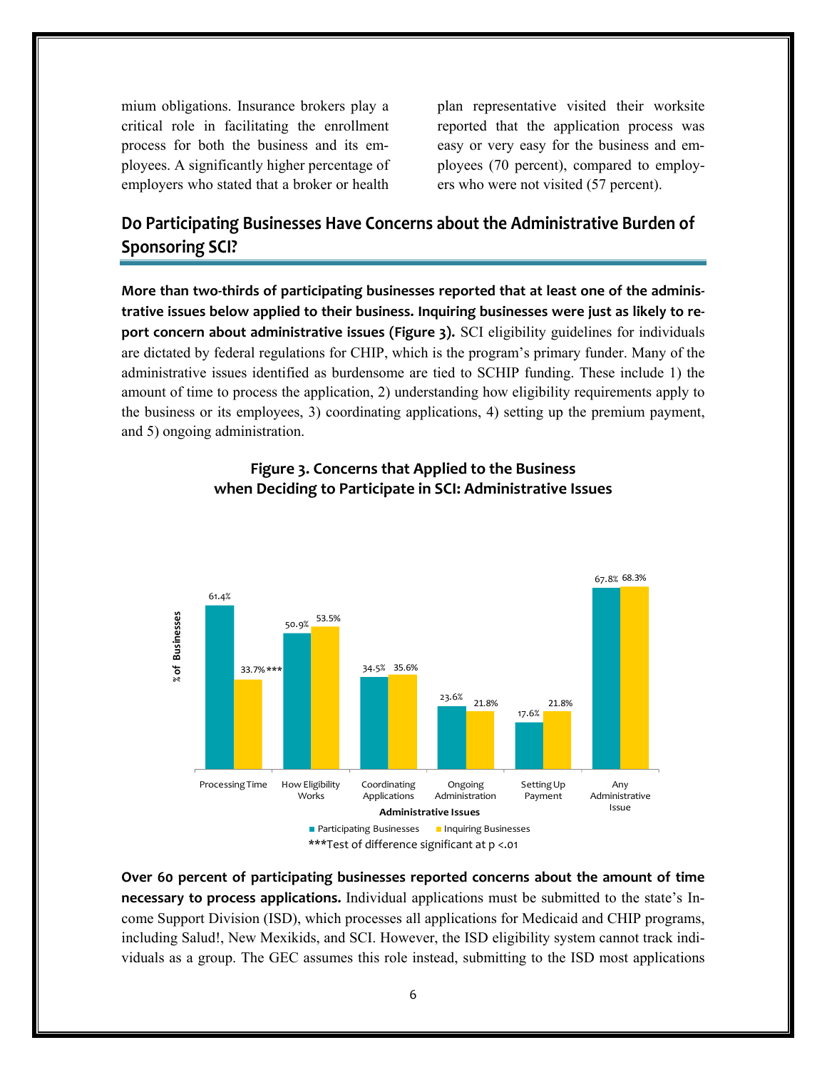mium obligations. Insurance brokers play a critical role in facilitating the enrollment process for both the business and its employees. A significantly higher percentage of employers who stated that a broker or health plan representative visited their worksite reported that the application process was easy or very easy for the business and employees (70 percent), compared to employers who were not visited (57 percent).

## Do Participating Businesses Have Concerns about the Administrative Burden of Sponsoring SCI?

**More than two-thirds of participating businesses reported that at least one of the administrative issues below applied to their business. Inquiring businesses were just as likely to report concern about administrative issues (Figure 3).** SCI eligibility guidelines for individuals are dictated by federal regulations for CHIP, which is the program's primary funder. Many of the administrative issues identified as burdensome are tied to SCHIP funding. These include 1) the amount of time to process the application, 2) understanding how eligibility requirements apply to the business or its employees, 3) coordinating applications, 4) setting up the premium payment, and 5) ongoing administration.

**Figure 3. Concerns that Applied to the Business when Deciding to Participate in SCI: Administrative Issues**

% of Businesses

Processing Time: 61.4%, 33.7%***
How Eligibility Works: 50.9%, 53.5%
Coordinating Applications: 34.5%, 35.6%
Ongoing Administration: 23.6%, 21.8%
Setting Up Payment: 17.6%, 21.8%
Any Administrative Issue: 67.8%, 68.3%

Administrative Issues

Participating Businesses
Inquiring Businesses

***Test of difference significant at p <.01

**Over 60 percent of participating businesses reported concerns about the amount of time necessary to process applications.** Individual applications must be submitted to the state's Income Support Division (ISD), which processes all applications for Medicaid and CHIP programs, including Salud!, New Mexikids, and SCI. However, the ISD eligibility system cannot track individuals as a group. The GEC assumes this role instead, submitting to the ISD most applications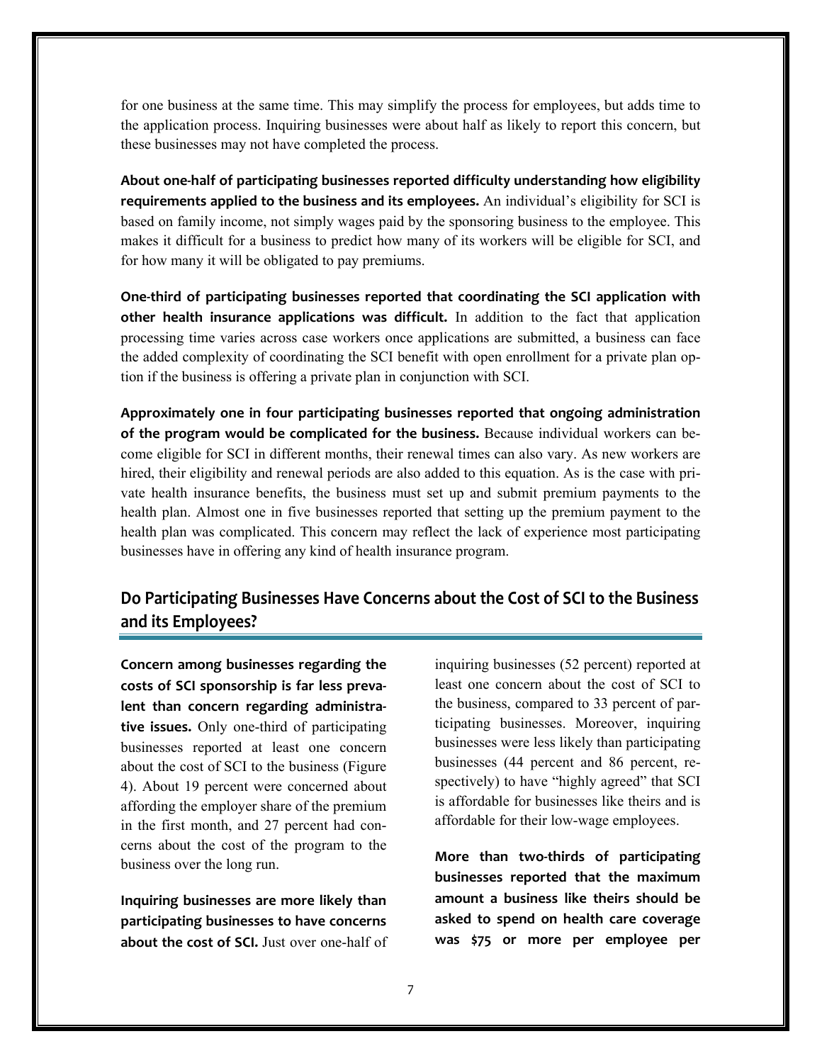for one business at the same time. This may simplify the process for employees, but adds time to the application process. Inquiring businesses were about half as likely to report this concern, but these businesses may not have completed the process.

**About one-half of participating businesses reported difficulty understanding how eligibility requirements applied to the business and its employees.** An individual's eligibility for SCI is based on family income, not simply wages paid by the sponsoring business to the employee. This makes it difficult for a business to predict how many of its workers will be eligible for SCI, and for how many it will be obligated to pay premiums.

**One-third of participating businesses reported that coordinating the SCI application with other health insurance applications was difficult.** In addition to the fact that application processing time varies across case workers once applications are submitted, a business can face the added complexity of coordinating the SCI benefit with open enrollment for a private plan option if the business is offering a private plan in conjunction with SCI.

**Approximately one in four participating businesses reported that ongoing administration of the program would be complicated for the business.** Because individual workers can become eligible for SCI in different months, their renewal times can also vary. As new workers are hired, their eligibility and renewal periods are also added to this equation. As is the case with private health insurance benefits, the business must set up and submit premium payments to the health plan. Almost one in five businesses reported that setting up the premium payment to the health plan was complicated. This concern may reflect the lack of experience most participating businesses have in offering any kind of health insurance program.

## Do Participating Businesses Have Concerns about the Cost of SCI to the Business and its Employees?

**Concern among businesses regarding the costs of SCI sponsorship is far less prevalent than concern regarding administrative issues.** Only one-third of participating businesses reported at least one concern about the cost of SCI to the business (Figure 4). About 19 percent were concerned about affording the employer share of the premium in the first month, and 27 percent had concerns about the cost of the program to the business over the long run.

**Inquiring businesses are more likely than participating businesses to have concerns about the cost of SCI.** Just over one-half of inquiring businesses (52 percent) reported at least one concern about the cost of SCI to the business, compared to 33 percent of participating businesses. Moreover, inquiring businesses were less likely than participating businesses (44 percent and 86 percent, respectively) to have "highly agreed" that SCI is affordable for businesses like theirs and is affordable for their low-wage employees.

**More than two-thirds of participating businesses reported that the maximum amount a business like theirs should be asked to spend on health care coverage was $75 or more per employee per**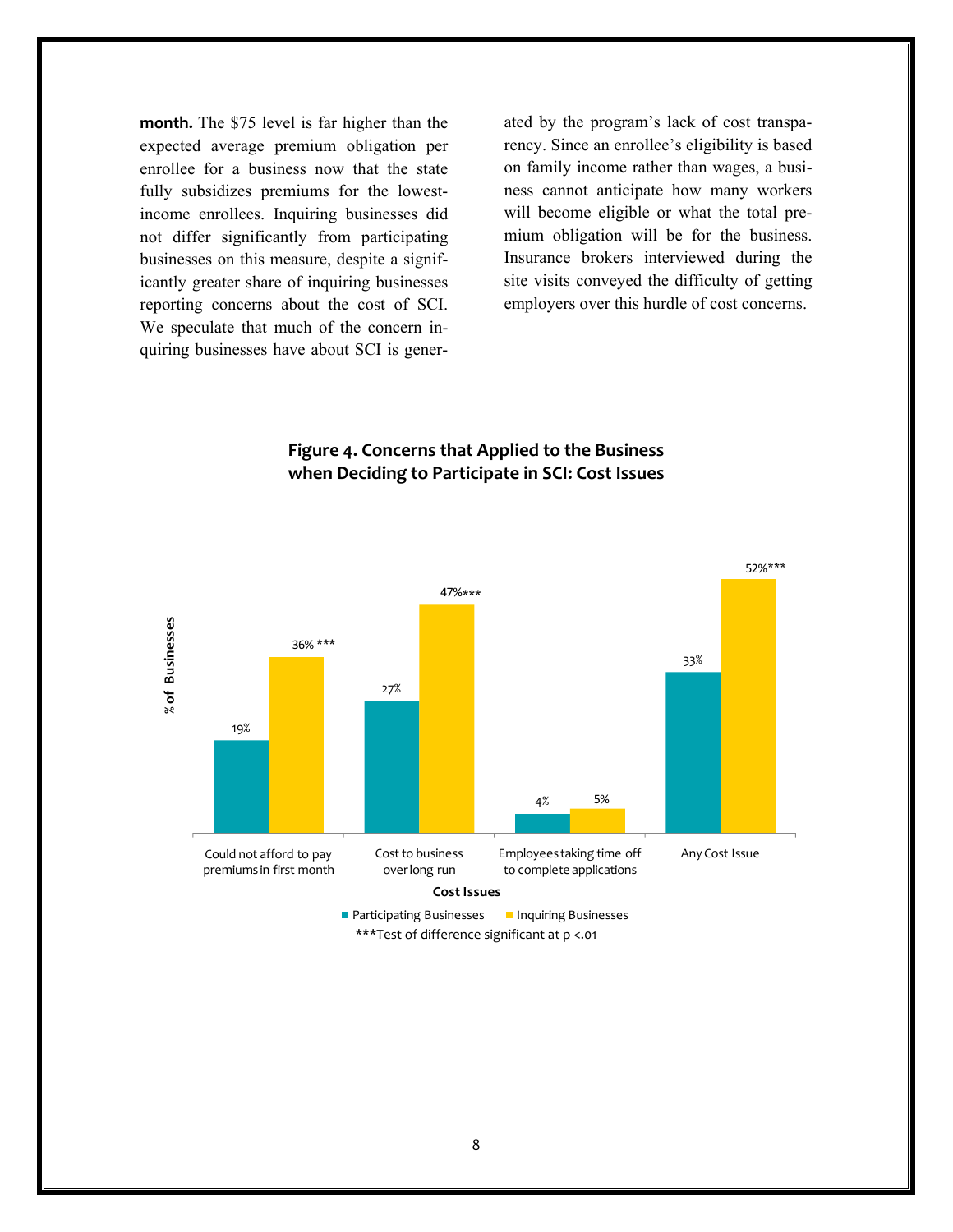**month.** The $75 level is far higher than the expected average premium obligation per enrollee for a business now that the state fully subsidizes premiums for the lowest-income enrollees. Inquiring businesses did not differ significantly from participating businesses on this measure, despite a significantly greater share of inquiring businesses reporting concerns about the cost of SCI. We speculate that much of the concern inquiring businesses have about SCI is generated by the program's lack of cost transparency. Since an enrollee's eligibility is based on family income rather than wages, a business cannot anticipate how many workers will become eligible or what the total premium obligation will be for the business. Insurance brokers interviewed during the site visits conveyed the difficulty of getting employers over this hurdle of cost concerns.

**Figure 4. Concerns that Applied to the Business when Deciding to Participate in SCI: Cost Issues**

% of Businesses

Could not afford to pay premiums in first month: 19%, 36% ***

Cost to business over long run: 27%, 47%***

Employees taking time off to complete applications: 4%, 5%

Any Cost Issue: 33%, 52%***

Cost Issues

Participating Businesses | Inquiring Businesses

***Test of difference significant at p <.01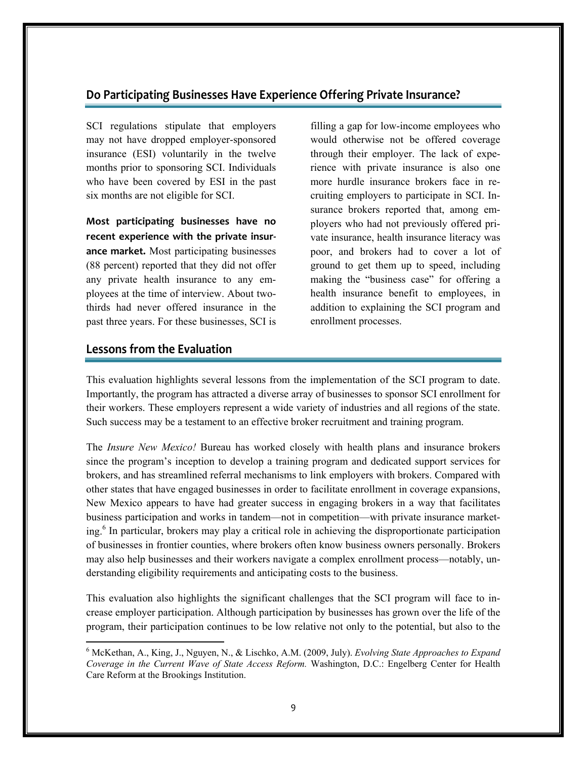## Do Participating Businesses Have Experience Offering Private Insurance?

SCI regulations stipulate that employers may not have dropped employer-sponsored insurance (ESI) voluntarily in the twelve months prior to sponsoring SCI. Individuals who have been covered by ESI in the past six months are not eligible for SCI.

**Most participating businesses have no recent experience with the private insurance market.** Most participating businesses (88 percent) reported that they did not offer any private health insurance to any employees at the time of interview. About two-thirds had never offered insurance in the past three years. For these businesses, SCI is filling a gap for low-income employees who would otherwise not be offered coverage through their employer. The lack of experience with private insurance is also one more hurdle insurance brokers face in recruiting employers to participate in SCI. Insurance brokers reported that, among employers who had not previously offered private insurance, health insurance literacy was poor, and brokers had to cover a lot of ground to get them up to speed, including making the "business case" for offering a health insurance benefit to employees, in addition to explaining the SCI program and enrollment processes.

## Lessons from the Evaluation

This evaluation highlights several lessons from the implementation of the SCI program to date. Importantly, the program has attracted a diverse array of businesses to sponsor SCI enrollment for their workers. These employers represent a wide variety of industries and all regions of the state. Such success may be a testament to an effective broker recruitment and training program.

The *Insure New Mexico!* Bureau has worked closely with health plans and insurance brokers since the program's inception to develop a training program and dedicated support services for brokers, and has streamlined referral mechanisms to link employers with brokers. Compared with other states that have engaged businesses in order to facilitate enrollment in coverage expansions, New Mexico appears to have had greater success in engaging brokers in a way that facilitates business participation and works in tandem—not in competition—with private insurance marketing.[6] In particular, brokers may play a critical role in achieving the disproportionate participation of businesses in frontier counties, where brokers often know business owners personally. Brokers may also help businesses and their workers navigate a complex enrollment process—notably, understanding eligibility requirements and anticipating costs to the business.

This evaluation also highlights the significant challenges that the SCI program will face to increase employer participation. Although participation by businesses has grown over the life of the program, their participation continues to be low relative not only to the potential, but also to the

[6] McKethan, A., King, J., Nguyen, N., & Lischko, A.M. (2009, July). *Evolving State Approaches to Expand Coverage in the Current Wave of State Access Reform.* Washington, D.C.: Engelberg Center for Health Care Reform at the Brookings Institution.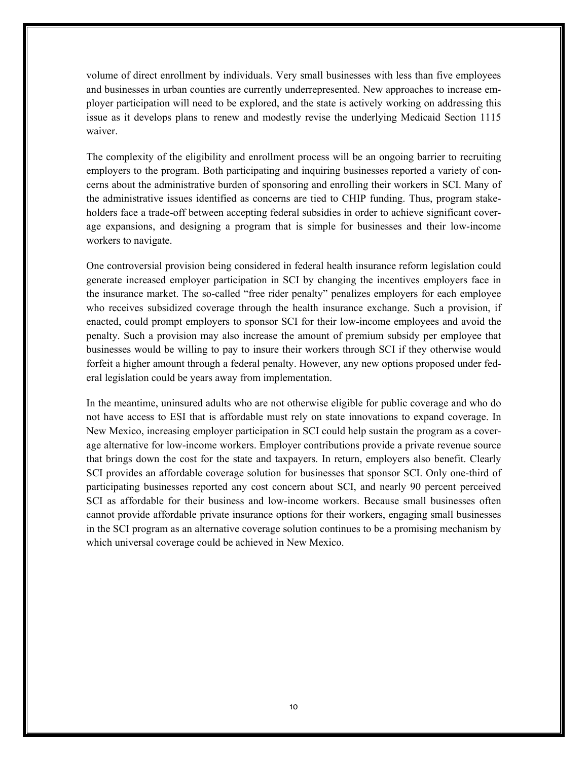volume of direct enrollment by individuals. Very small businesses with less than five employees and businesses in urban counties are currently underrepresented. New approaches to increase employer participation will need to be explored, and the state is actively working on addressing this issue as it develops plans to renew and modestly revise the underlying Medicaid Section 1115 waiver.

The complexity of the eligibility and enrollment process will be an ongoing barrier to recruiting employers to the program. Both participating and inquiring businesses reported a variety of concerns about the administrative burden of sponsoring and enrolling their workers in SCI. Many of the administrative issues identified as concerns are tied to CHIP funding. Thus, program stakeholders face a trade-off between accepting federal subsidies in order to achieve significant coverage expansions, and designing a program that is simple for businesses and their low-income workers to navigate.

One controversial provision being considered in federal health insurance reform legislation could generate increased employer participation in SCI by changing the incentives employers face in the insurance market. The so-called "free rider penalty" penalizes employers for each employee who receives subsidized coverage through the health insurance exchange. Such a provision, if enacted, could prompt employers to sponsor SCI for their low-income employees and avoid the penalty. Such a provision may also increase the amount of premium subsidy per employee that businesses would be willing to pay to insure their workers through SCI if they otherwise would forfeit a higher amount through a federal penalty. However, any new options proposed under federal legislation could be years away from implementation.

In the meantime, uninsured adults who are not otherwise eligible for public coverage and who do not have access to ESI that is affordable must rely on state innovations to expand coverage. In New Mexico, increasing employer participation in SCI could help sustain the program as a coverage alternative for low-income workers. Employer contributions provide a private revenue source that brings down the cost for the state and taxpayers. In return, employers also benefit. Clearly SCI provides an affordable coverage solution for businesses that sponsor SCI. Only one-third of participating businesses reported any cost concern about SCI, and nearly 90 percent perceived SCI as affordable for their business and low-income workers. Because small businesses often cannot provide affordable private insurance options for their workers, engaging small businesses in the SCI program as an alternative coverage solution continues to be a promising mechanism by which universal coverage could be achieved in New Mexico.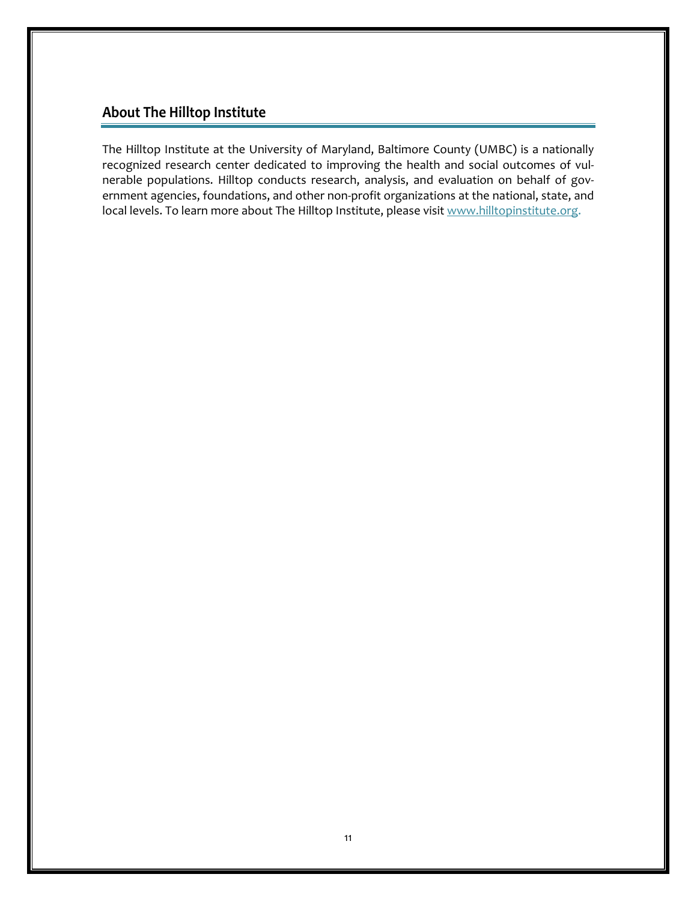## About The Hilltop Institute

The Hilltop Institute at the University of Maryland, Baltimore County (UMBC) is a nationally recognized research center dedicated to improving the health and social outcomes of vulnerable populations. Hilltop conducts research, analysis, and evaluation on behalf of government agencies, foundations, and other non-profit organizations at the national, state, and local levels. To learn more about The Hilltop Institute, please visit www.hilltopinstitute.org.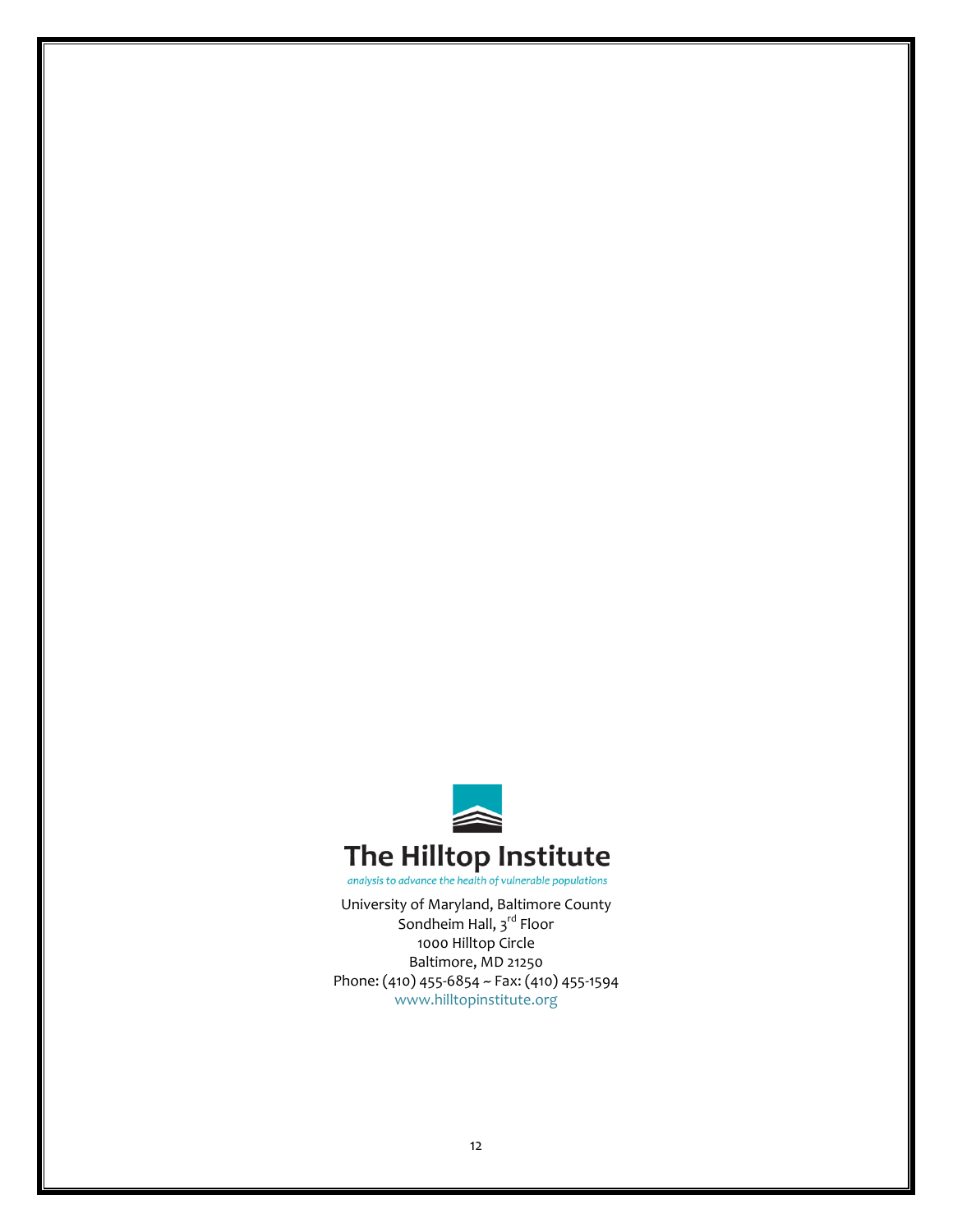**The Hilltop Institute**

*analysis to advance the health of vulnerable populations*

University of Maryland, Baltimore County
Sondheim Hall, 3rd Floor
1000 Hilltop Circle
Baltimore, MD 21250
Phone: (410) 455-6854 ~ Fax: (410) 455-1594
www.hilltopinstitute.org